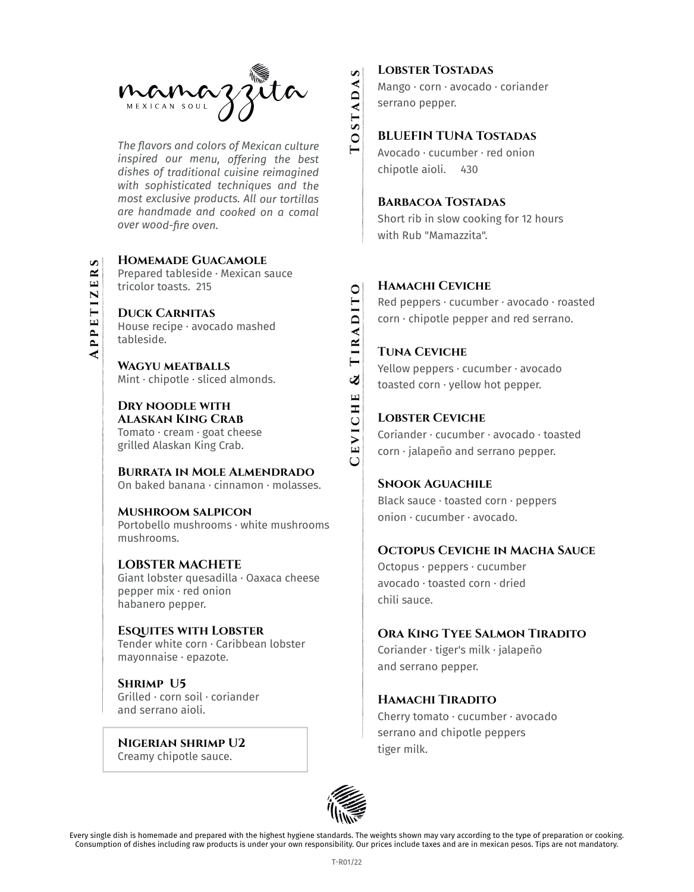# mamazzita

MEXICAN SOUL

*The flavors and colors of Mexican culture inspired our menu, offering the best dishes of traditional cuisine reimagined with sophisticated techniques and the most exclusive products. All our tortillas are handmade and cooked on a comal over wood-fire oven.*

## Appetizers

**Homemade Guacamole**
Prepared tableside · Mexican sauce tricolor toasts. 215

**Duck Carnitas**
House recipe · avocado mashed tableside.

**Wagyu meatballs**
Mint · chipotle · sliced almonds.

**Dry noodle with Alaskan King Crab**
Tomato · cream · goat cheese grilled Alaskan King Crab.

**Burrata in Mole Almendrado**
On baked banana · cinnamon · molasses.

**Mushroom salpicon**
Portobello mushrooms · white mushrooms mushrooms.

**LOBSTER MACHETE**
Giant lobster quesadilla · Oaxaca cheese pepper mix · red onion habanero pepper.

**Esquites with Lobster**
Tender white corn · Caribbean lobster mayonnaise · epazote.

**Shrimp U5**
Grilled · corn soil · coriander and serrano aioli.

**Nigerian shrimp U2**
Creamy chipotle sauce.

## Tostadas

**Lobster Tostadas**
Mango · corn · avocado · coriander serrano pepper.

**BLUEFIN TUNA Tostadas**
Avocado · cucumber · red onion chipotle aioli. 430

**Barbacoa Tostadas**
Short rib in slow cooking for 12 hours with Rub "Mamazzita".

## Ceviche & Tiradito

**Hamachi Ceviche**
Red peppers · cucumber · avocado · roasted corn · chipotle pepper and red serrano.

**Tuna Ceviche**
Yellow peppers · cucumber · avocado toasted corn · yellow hot pepper.

**Lobster Ceviche**
Coriander · cucumber · avocado · toasted corn · jalapeño and serrano pepper.

**Snook Aguachile**
Black sauce · toasted corn · peppers onion · cucumber · avocado.

**Octopus Ceviche in Macha Sauce**
Octopus · peppers · cucumber avocado · toasted corn · dried chili sauce.

**Ora King Tyee Salmon Tiradito**
Coriander · tiger's milk · jalapeño and serrano pepper.

**Hamachi Tiradito**
Cherry tomato · cucumber · avocado serrano and chipotle peppers tiger milk.

Every single dish is homemade and prepared with the highest hygiene standards. The weights shown may vary according to the type of preparation or cooking. Consumption of dishes including raw products is under your own responsibility. Our prices include taxes and are in mexican pesos. Tips are not mandatory.

T-R01/22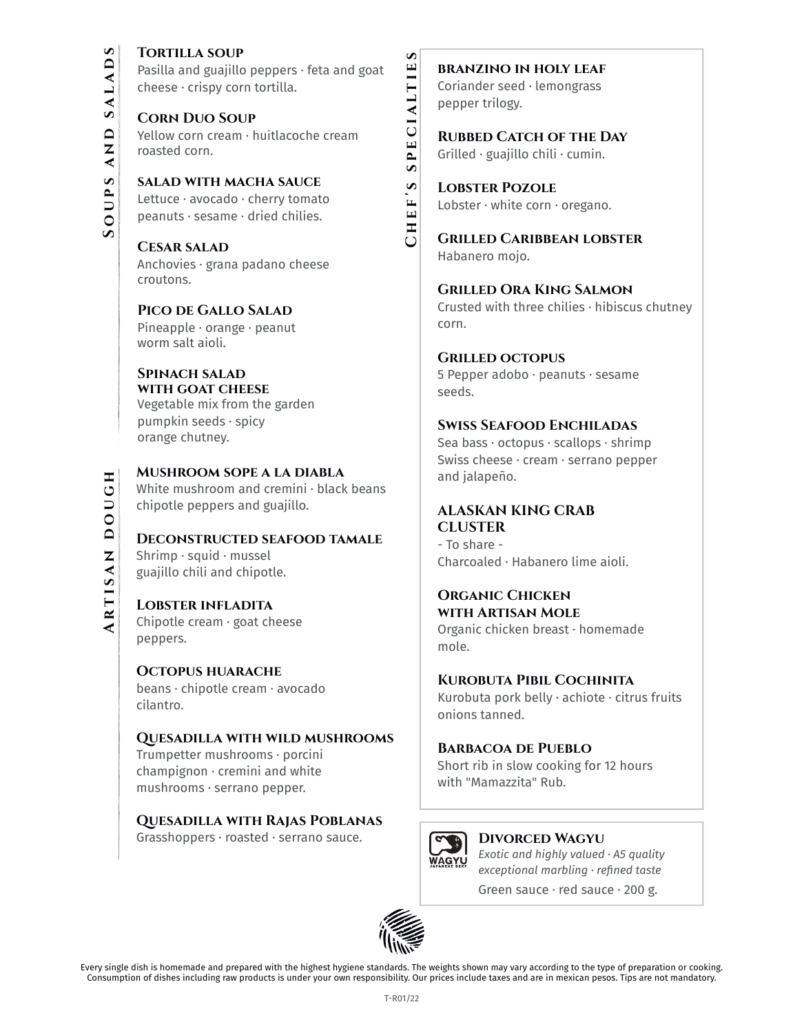## Soups and salads

### Tortilla soup
Pasilla and guajillo peppers · feta and goat cheese · crispy corn tortilla.

### Corn Duo Soup
Yellow corn cream · huitlacoche cream roasted corn.

### salad with macha sauce
Lettuce · avocado · cherry tomato peanuts · sesame · dried chilies.

### Cesar salad
Anchovies · grana padano cheese croutons.

### Pico de Gallo Salad
Pineapple · orange · peanut worm salt aioli.

### Spinach salad with goat cheese
Vegetable mix from the garden pumpkin seeds · spicy orange chutney.

## Artisan dough

### Mushroom sope a la diabla
White mushroom and cremini · black beans chipotle peppers and guajillo.

### Deconstructed seafood tamale
Shrimp · squid · mussel guajillo chili and chipotle.

### Lobster infladita
Chipotle cream · goat cheese peppers.

### Octopus huarache
beans · chipotle cream · avocado cilantro.

### Quesadilla with wild mushrooms
Trumpetter mushrooms · porcini champignon · cremini and white mushrooms · serrano pepper.

### Quesadilla with Rajas Poblanas
Grasshoppers · roasted · serrano sauce.

## Chef's specialties

### branzino in holy leaf
Coriander seed · lemongrass pepper trilogy.

### Rubbed Catch of the Day
Grilled · guajillo chili · cumin.

### Lobster Pozole
Lobster · white corn · oregano.

### Grilled Caribbean lobster
Habanero mojo.

### Grilled Ora King Salmon
Crusted with three chilies · hibiscus chutney corn.

### Grilled octopus
5 Pepper adobo · peanuts · sesame seeds.

### Swiss Seafood Enchiladas
Sea bass · octopus · scallops · shrimp Swiss cheese · cream · serrano pepper and jalapeño.

### ALASKAN KING CRAB CLUSTER
- To share -
Charcoaled · Habanero lime aioli.

### Organic Chicken with Artisan Mole
Organic chicken breast · homemade mole.

### Kurobuta Pibil Cochinita
Kurobuta pork belly · achiote · citrus fruits onions tanned.

### Barbacoa de Pueblo
Short rib in slow cooking for 12 hours with "Mamazzita" Rub.

### Divorced Wagyu
*Exotic and highly valued · A5 quality exceptional marbling · refined taste*

Green sauce · red sauce · 200 g.

Every single dish is homemade and prepared with the highest hygiene standards. The weights shown may vary according to the type of preparation or cooking. Consumption of dishes including raw products is under your own responsibility. Our prices include taxes and are in mexican pesos. Tips are not mandatory.

T-R01/22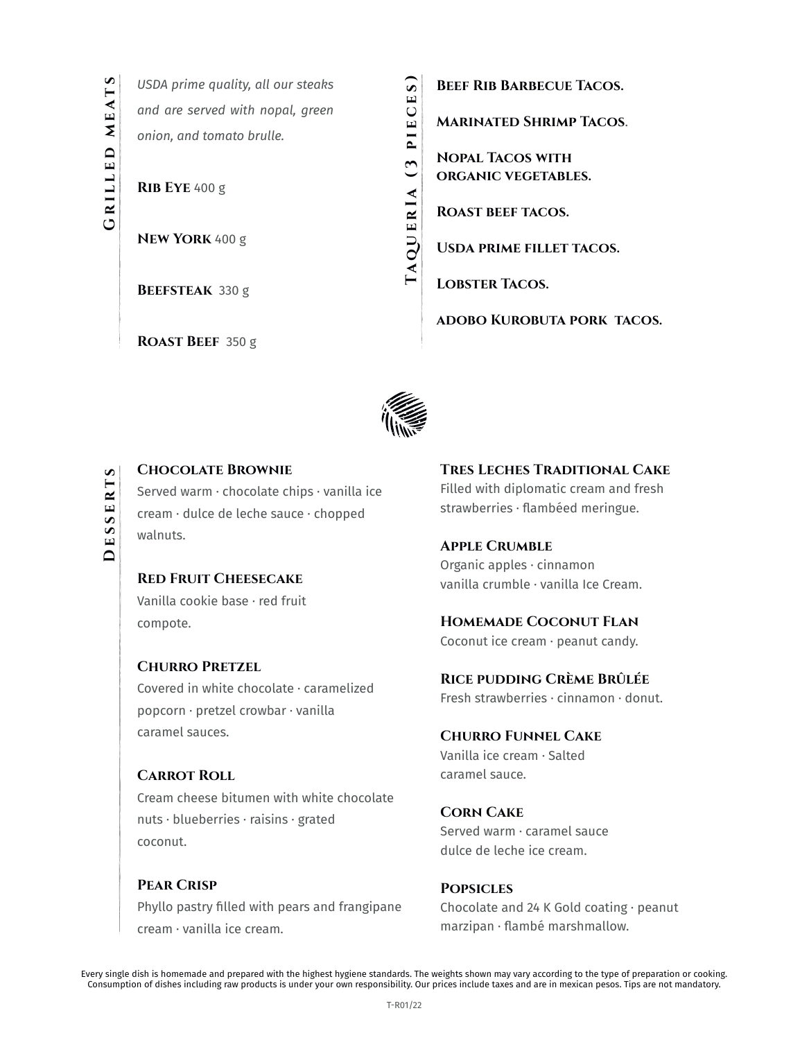## Grilled meats

*USDA prime quality, all our steaks and are served with nopal, green onion, and tomato brulle.*

**Rib Eye** 400 g

**New York** 400 g

**Beefsteak** 330 g

**Roast Beef** 350 g

## Taqueria (3 pieces)

**Beef Rib Barbecue Tacos.**

**Marinated Shrimp Tacos**.

**Nopal Tacos with organic vegetables.**

**Roast beef tacos.**

**Usda prime fillet tacos.**

**Lobster Tacos.**

**adobo Kurobuta pork tacos.**

## Desserts

**Chocolate Brownie**
Served warm · chocolate chips · vanilla ice cream · dulce de leche sauce · chopped walnuts.

**Red Fruit Cheesecake**
Vanilla cookie base · red fruit compote.

**Churro Pretzel**
Covered in white chocolate · caramelized popcorn · pretzel crowbar · vanilla caramel sauces.

**Carrot Roll**
Cream cheese bitumen with white chocolate nuts · blueberries · raisins · grated coconut.

**Pear Crisp**
Phyllo pastry filled with pears and frangipane cream · vanilla ice cream.

**Tres Leches Traditional Cake**
Filled with diplomatic cream and fresh strawberries · flambéed meringue.

**Apple Crumble**
Organic apples · cinnamon vanilla crumble · vanilla Ice Cream.

**Homemade Coconut Flan**
Coconut ice cream · peanut candy.

**Rice pudding Crème Brûlée**
Fresh strawberries · cinnamon · donut.

**Churro Funnel Cake**
Vanilla ice cream · Salted caramel sauce.

**Corn Cake**
Served warm · caramel sauce dulce de leche ice cream.

**Popsicles**
Chocolate and 24 K Gold coating · peanut marzipan · flambé marshmallow.

Every single dish is homemade and prepared with the highest hygiene standards. The weights shown may vary according to the type of preparation or cooking. Consumption of dishes including raw products is under your own responsibility. Our prices include taxes and are in mexican pesos. Tips are not mandatory.

T-R01/22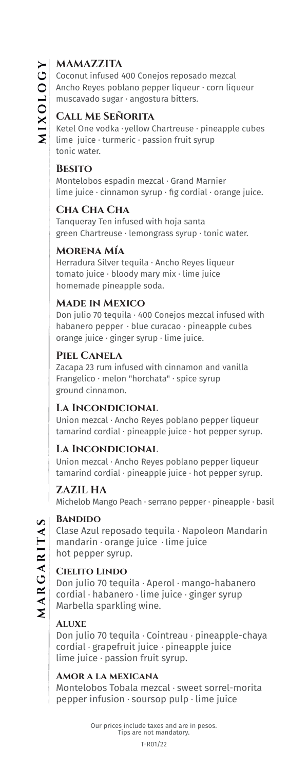# MIXOLOGY

### Mamazzita

Coconut infused 400 Conejos reposado mezcal
Ancho Reyes poblano pepper liqueur · corn liqueur
muscavado sugar · angostura bitters.

### Call Me Señorita

Ketel One vodka · yellow Chartreuse · pineapple cubes
lime juice · turmeric · passion fruit syrup
tonic water.

### Besito

Montelobos espadin mezcal · Grand Marnier
lime juice · cinnamon syrup · fig cordial · orange juice.

### Cha Cha Cha

Tanqueray Ten infused with hoja santa
green Chartreuse · lemongrass syrup · tonic water.

### Morena Mía

Herradura Silver tequila · Ancho Reyes liqueur
tomato juice · bloody mary mix · lime juice
homemade pineapple soda.

### Made in Mexico

Don julio 70 tequila · 400 Conejos mezcal infused with
habanero pepper · blue curacao · pineapple cubes
orange juice · ginger syrup · lime juice.

### Piel Canela

Zacapa 23 rum infused with cinnamon and vanilla
Frangelico · melon "horchata" · spice syrup
ground cinnamon.

### La Incondicional

Union mezcal · Ancho Reyes poblano pepper liqueur
tamarind cordial · pineapple juice · hot pepper syrup.

### La Incondicional

Union mezcal · Ancho Reyes poblano pepper liqueur
tamarind cordial · pineapple juice · hot pepper syrup.

### ZAZIL HA

Michelob Mango Peach · serrano pepper · pineapple · basil

# MARGARITAS

### Bandido

Clase Azul reposado tequila · Napoleon Mandarin
mandarin · orange juice · lime juice
hot pepper syrup.

### Cielito Lindo

Don julio 70 tequila · Aperol · mango-habanero
cordial · habanero · lime juice · ginger syrup
Marbella sparkling wine.

### Aluxe

Don julio 70 tequila · Cointreau · pineapple-chaya
cordial · grapefruit juice · pineapple juice
lime juice · passion fruit syrup.

### Amor a la mexicana

Montelobos Tobala mezcal · sweet sorrel-morita
pepper infusion · soursop pulp · lime juice

Our prices include taxes and are in pesos.
Tips are not mandatory.

T-R01/22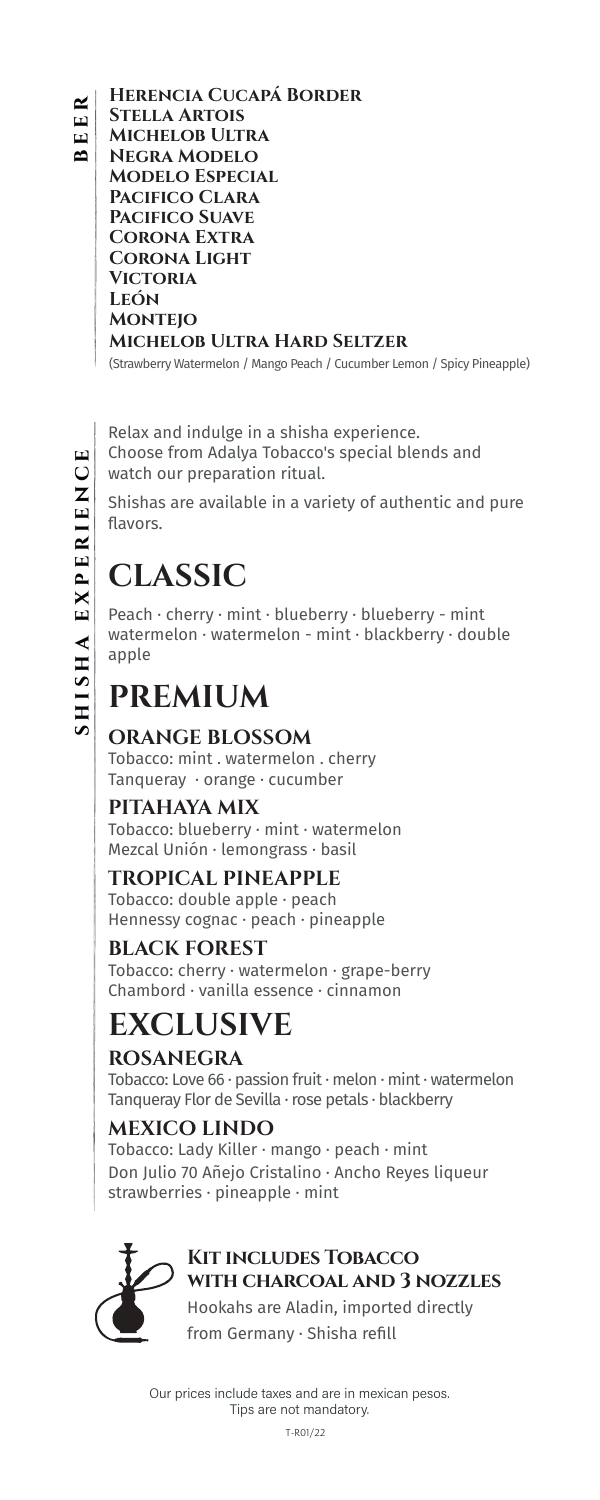## BEER

**Herencia Cucapá Border**
**Stella Artois**
**Michelob Ultra**
**Negra Modelo**
**Modelo Especial**
**Pacifico Clara**
**Pacifico Suave**
**Corona Extra**
**Corona Light**
**Victoria**
**León**
**Montejo**
**Michelob Ultra Hard Seltzer**

(Strawberry Watermelon / Mango Peach / Cucumber Lemon / Spicy Pineapple)

## SHISHA EXPERIENCE

Relax and indulge in a shisha experience. Choose from Adalya Tobacco's special blends and watch our preparation ritual.

Shishas are available in a variety of authentic and pure flavors.

# CLASSIC

Peach · cherry · mint · blueberry · blueberry - mint watermelon · watermelon - mint · blackberry · double apple

# PREMIUM

### ORANGE BLOSSOM

Tobacco: mint . watermelon . cherry
Tanqueray · orange · cucumber

### PITAHAYA MIX

Tobacco: blueberry · mint · watermelon
Mezcal Unión · lemongrass · basil

### TROPICAL PINEAPPLE

Tobacco: double apple · peach
Hennessy cognac · peach · pineapple

### BLACK FOREST

Tobacco: cherry · watermelon · grape-berry
Chambord · vanilla essence · cinnamon

# EXCLUSIVE

### ROSANEGRA

Tobacco: Love 66 · passion fruit · melon · mint · watermelon
Tanqueray Flor de Sevilla · rose petals · blackberry

### MEXICO LINDO

Tobacco: Lady Killer · mango · peach · mint
Don Julio 70 Añejo Cristalino · Ancho Reyes liqueur
strawberries · pineapple · mint

### Kit includes Tobacco with charcoal and 3 nozzles

Hookahs are Aladin, imported directly from Germany · Shisha refill

Our prices include taxes and are in mexican pesos.
Tips are not mandatory.

T-R01/22